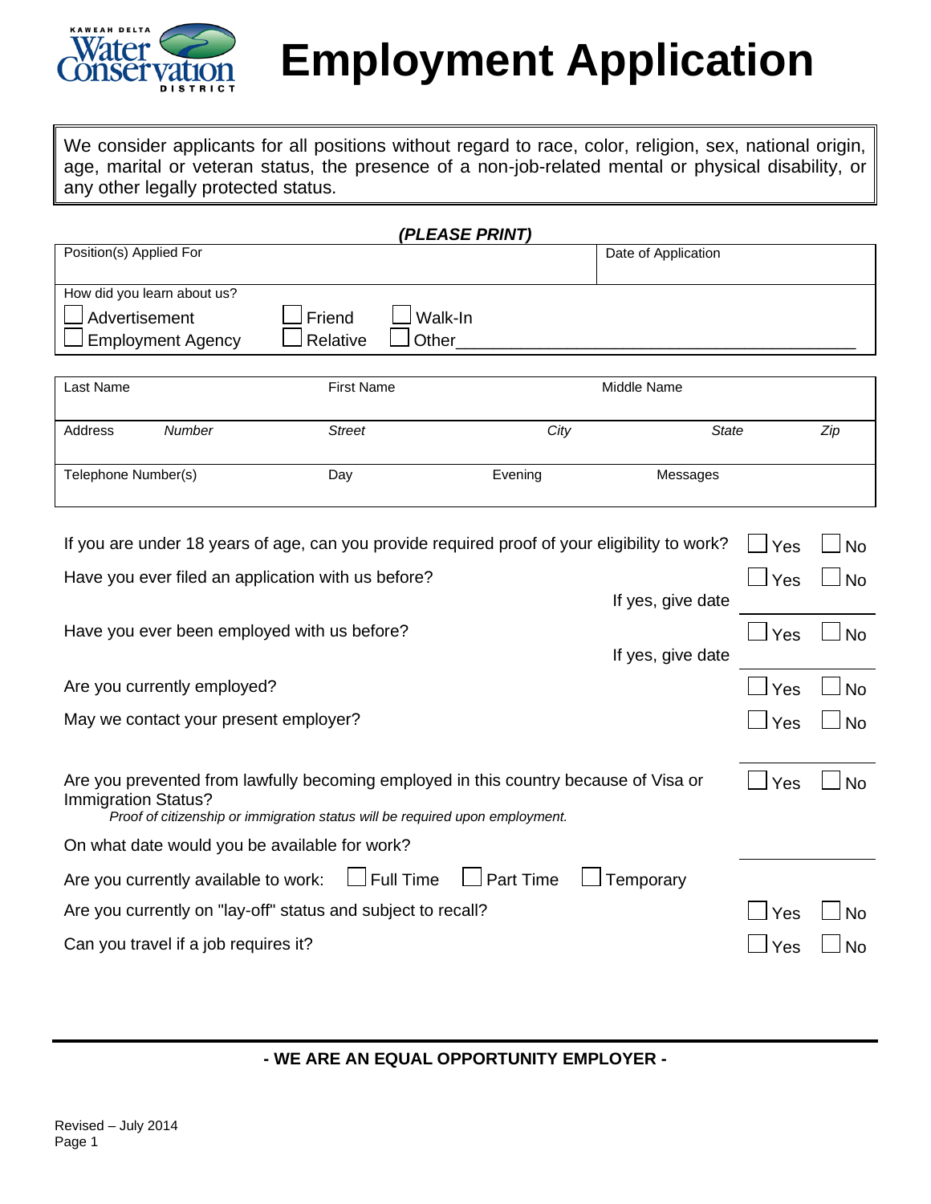Kaweah Delta Water Conservation District

# Employment Application

We consider applicants for all positions without regard to race, color, religion, sex, national origin, age, marital or veteran status, the presence of a non-job-related mental or physical disability, or any other legally protected status.

***(PLEASE PRINT)***

| Position(s) Applied For | Date of Application |
|---|---|
| | |

How did you learn about us?

☐ Advertisement ☐ Friend ☐ Walk-In
☐ Employment Agency ☐ Relative ☐ Other________________________________

| Last Name | First Name | Middle Name | | |
|---|---|---|---|---|
| Address *Number* | *Street* | *City* | *State* | *Zip* |
| Telephone Number(s) | Day | Evening | Messages | |

If you are under 18 years of age, can you provide required proof of your eligibility to work? ☐ Yes ☐ No

Have you ever filed an application with us before? ☐ Yes ☐ No
If yes, give date ____________

Have you ever been employed with us before? ☐ Yes ☐ No
If yes, give date ____________

Are you currently employed? ☐ Yes ☐ No

May we contact your present employer? ☐ Yes ☐ No

Are you prevented from lawfully becoming employed in this country because of Visa or Immigration Status? ☐ Yes ☐ No
*Proof of citizenship or immigration status will be required upon employment.*

On what date would you be available for work? ____________

Are you currently available to work: ☐ Full Time ☐ Part Time ☐ Temporary

Are you currently on "lay-off" status and subject to recall? ☐ Yes ☐ No

Can you travel if a job requires it? ☐ Yes ☐ No

**- WE ARE AN EQUAL OPPORTUNITY EMPLOYER -**

Revised – July 2014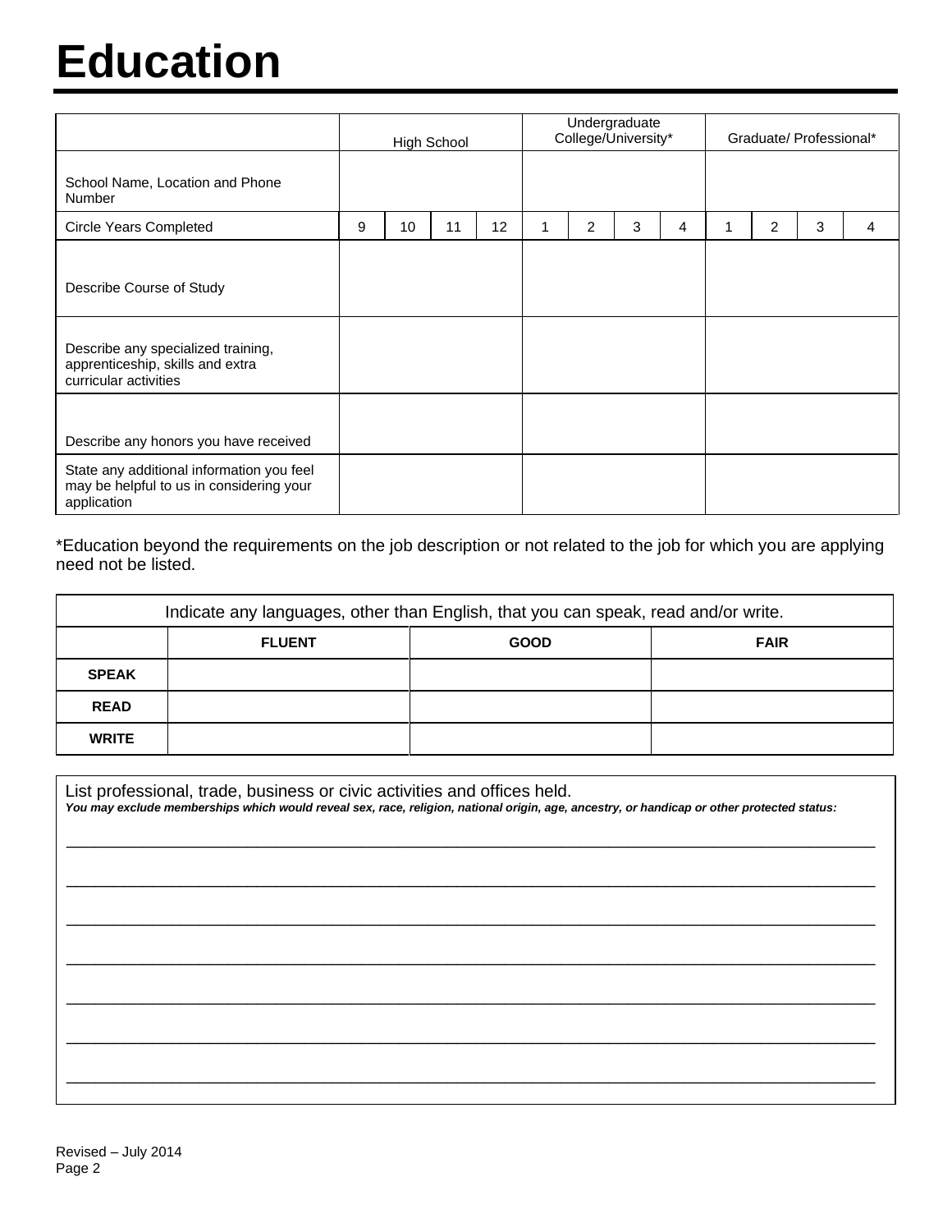# Education

| | High School | | | | Undergraduate College/University* | | | | Graduate/ Professional* | | | |
|---|---|---|---|---|---|---|---|---|---|---|---|---|
| School Name, Location and Phone Number | | | | | | | | | | | | |
| Circle Years Completed | 9 | 10 | 11 | 12 | 1 | 2 | 3 | 4 | 1 | 2 | 3 | 4 |
| Describe Course of Study | | | | | | | | | | | | |
| Describe any specialized training, apprenticeship, skills and extra curricular activities | | | | | | | | | | | | |
| Describe any honors you have received | | | | | | | | | | | | |
| State any additional information you feel may be helpful to us in considering your application | | | | | | | | | | | | |

*Education beyond the requirements on the job description or not related to the job for which you are applying need not be listed.

| Indicate any languages, other than English, that you can speak, read and/or write. | | | |
|---|---|---|---|
| | **FLUENT** | **GOOD** | **FAIR** |
| **SPEAK** | | | |
| **READ** | | | |
| **WRITE** | | | |

List professional, trade, business or civic activities and offices held.
***You may exclude memberships which would reveal sex, race, religion, national origin, age, ancestry, or handicap or other protected status:***

_______________________________________________________________________________

_______________________________________________________________________________

_______________________________________________________________________________

_______________________________________________________________________________

_______________________________________________________________________________

_______________________________________________________________________________

_______________________________________________________________________________

Revised – July 2014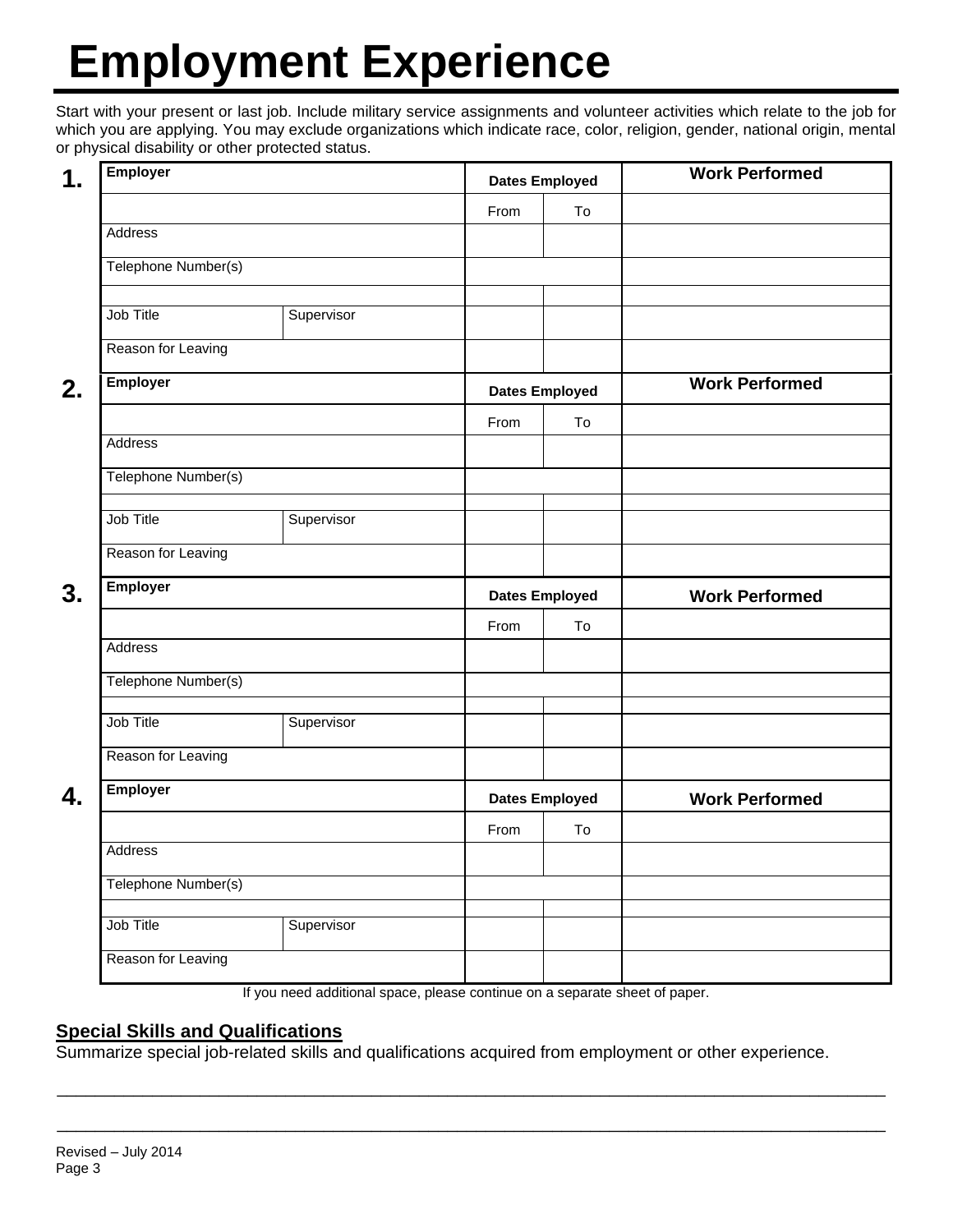# Employment Experience

Start with your present or last job. Include military service assignments and volunteer activities which relate to the job for which you are applying. You may exclude organizations which indicate race, color, religion, gender, national origin, mental or physical disability or other protected status.

**1.**

| **Employer** | | **Dates Employed** | | **Work Performed** |
|---|---|---|---|---|
| | | From | To | |
| Address | | | | |
| Telephone Number(s) | | | | |
| | | | | |
| Job Title | Supervisor | | | |
| Reason for Leaving | | | | |

**2.**

| **Employer** | | **Dates Employed** | | **Work Performed** |
|---|---|---|---|---|
| | | From | To | |
| Address | | | | |
| Telephone Number(s) | | | | |
| | | | | |
| Job Title | Supervisor | | | |
| Reason for Leaving | | | | |

**3.**

| **Employer** | | **Dates Employed** | | **Work Performed** |
|---|---|---|---|---|
| | | From | To | |
| Address | | | | |
| Telephone Number(s) | | | | |
| | | | | |
| Job Title | Supervisor | | | |
| Reason for Leaving | | | | |

**4.**

| **Employer** | | **Dates Employed** | | **Work Performed** |
|---|---|---|---|---|
| | | From | To | |
| Address | | | | |
| Telephone Number(s) | | | | |
| | | | | |
| Job Title | Supervisor | | | |
| Reason for Leaving | | | | |

If you need additional space, please continue on a separate sheet of paper.

## Special Skills and Qualifications

Summarize special job-related skills and qualifications acquired from employment or other experience.

___________________________________________________________________________

___________________________________________________________________________

Revised – July 2014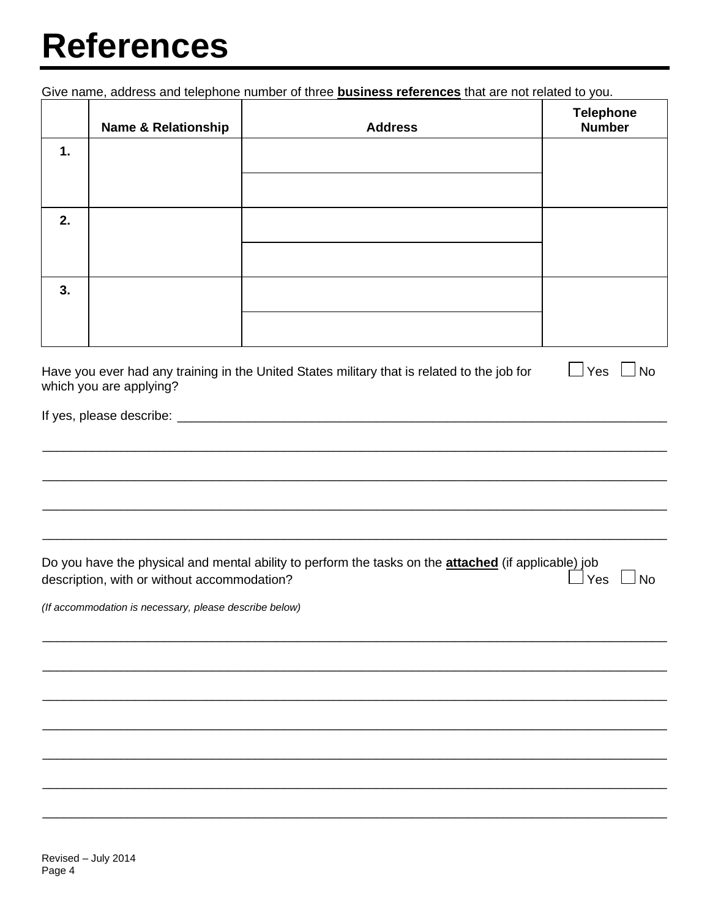# References

Give name, address and telephone number of three **business references** that are not related to you.

| | Name & Relationship | Address | Telephone Number |
|---|---|---|---|
| 1. | | | |
| | | | |
| 2. | | | |
| | | | |
| 3. | | | |
| | | | |

Have you ever had any training in the United States military that is related to the job for which you are applying? ☐ Yes ☐ No

If yes, please describe: ______________________________________________________________

______________________________________________________________

______________________________________________________________

______________________________________________________________

______________________________________________________________

Do you have the physical and mental ability to perform the tasks on the **attached** (if applicable) job description, with or without accommodation? ☐ Yes ☐ No

*(If accommodation is necessary, please describe below)*

______________________________________________________________

______________________________________________________________

______________________________________________________________

______________________________________________________________

______________________________________________________________

______________________________________________________________

______________________________________________________________

Revised – July 2014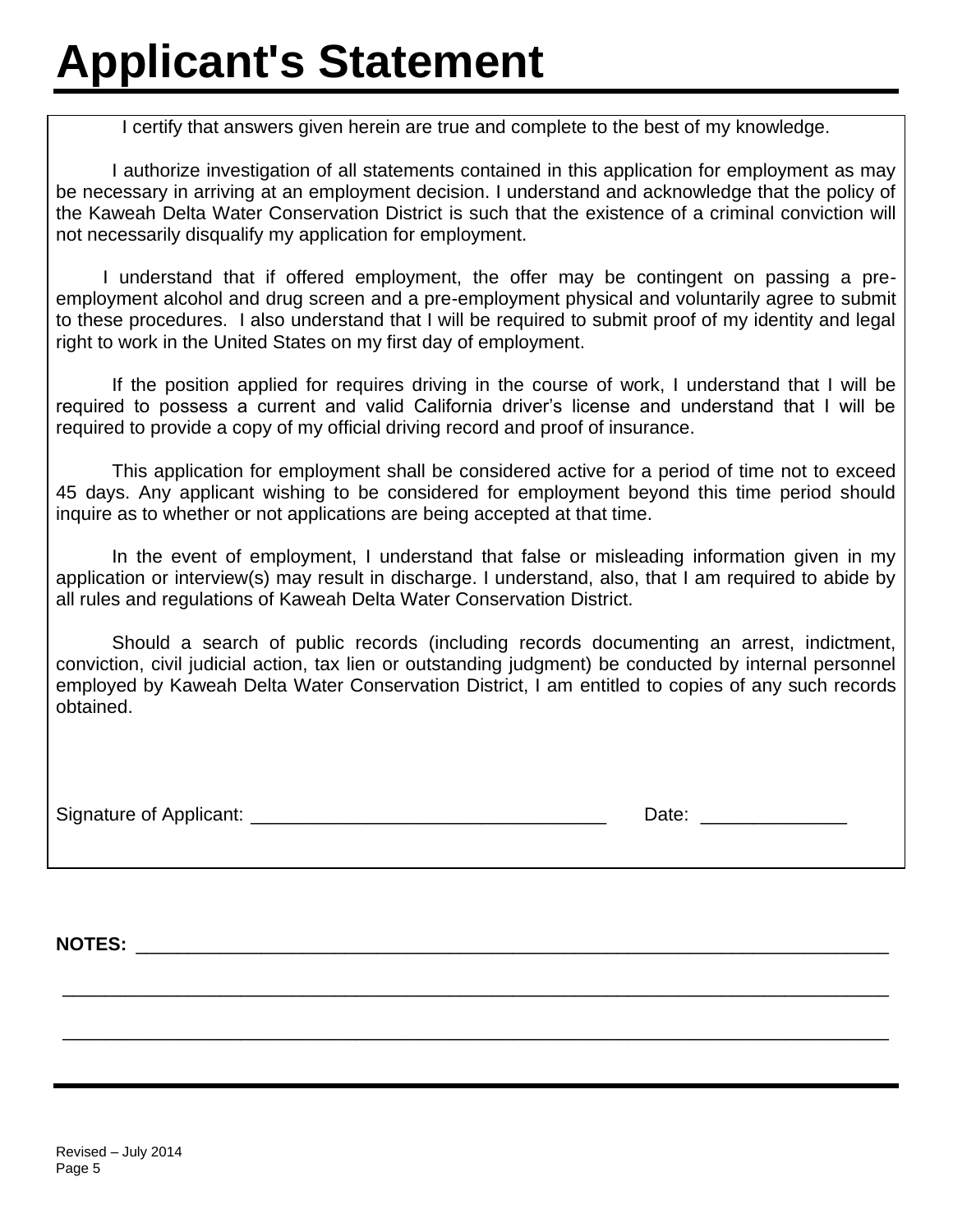# Applicant's Statement

I certify that answers given herein are true and complete to the best of my knowledge.

I authorize investigation of all statements contained in this application for employment as may be necessary in arriving at an employment decision. I understand and acknowledge that the policy of the Kaweah Delta Water Conservation District is such that the existence of a criminal conviction will not necessarily disqualify my application for employment.

I understand that if offered employment, the offer may be contingent on passing a pre-employment alcohol and drug screen and a pre-employment physical and voluntarily agree to submit to these procedures. I also understand that I will be required to submit proof of my identity and legal right to work in the United States on my first day of employment.

If the position applied for requires driving in the course of work, I understand that I will be required to possess a current and valid California driver's license and understand that I will be required to provide a copy of my official driving record and proof of insurance.

This application for employment shall be considered active for a period of time not to exceed 45 days. Any applicant wishing to be considered for employment beyond this time period should inquire as to whether or not applications are being accepted at that time.

In the event of employment, I understand that false or misleading information given in my application or interview(s) may result in discharge. I understand, also, that I am required to abide by all rules and regulations of Kaweah Delta Water Conservation District.

Should a search of public records (including records documenting an arrest, indictment, conviction, civil judicial action, tax lien or outstanding judgment) be conducted by internal personnel employed by Kaweah Delta Water Conservation District, I am entitled to copies of any such records obtained.

Signature of Applicant: ___________________________________ Date: ______________

**NOTES:** ___________________________________________________________________________

______________________________________________________________________________

______________________________________________________________________________

Revised – July 2014